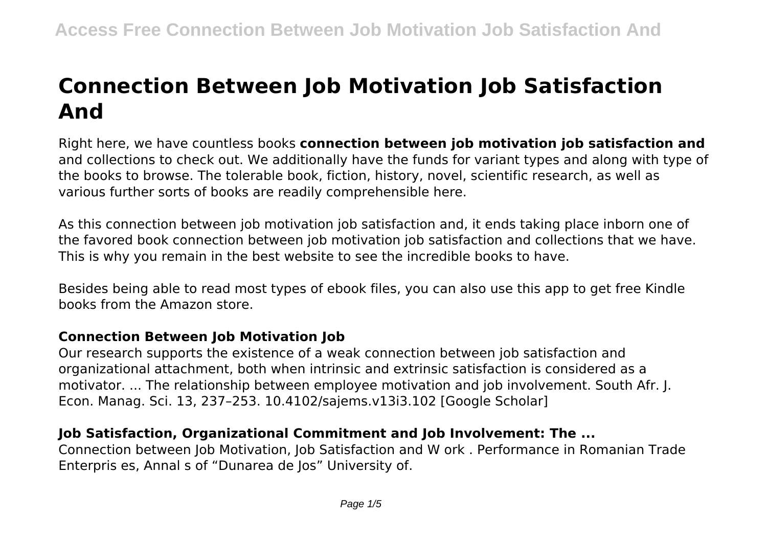# Connection Between Job Motivation Job Satisfaction And

Right here, we have countless books **connection between job motivation job satisfaction and** and collections to check out. We additionally have the funds for variant types and along with type of the books to browse. The tolerable book, fiction, history, novel, scientific research, as well as various further sorts of books are readily comprehensible here.

As this connection between job motivation job satisfaction and, it ends taking place inborn one of the favored book connection between job motivation job satisfaction and collections that we have. This is why you remain in the best website to see the incredible books to have.

Besides being able to read most types of ebook files, you can also use this app to get free Kindle books from the Amazon store.

### Connection Between Job Motivation Job

Our research supports the existence of a weak connection between job satisfaction and organizational attachment, both when intrinsic and extrinsic satisfaction is considered as a motivator. ... The relationship between employee motivation and job involvement. South Afr. J. Econ. Manag. Sci. 13, 237–253. 10.4102/sajems.v13i3.102 [Google Scholar]

### Job Satisfaction, Organizational Commitment and Job Involvement: The ...

Connection between Job Motivation, Job Satisfaction and W ork . Performance in Romanian Trade Enterpris es, Annal s of "Dunarea de Jos" University of.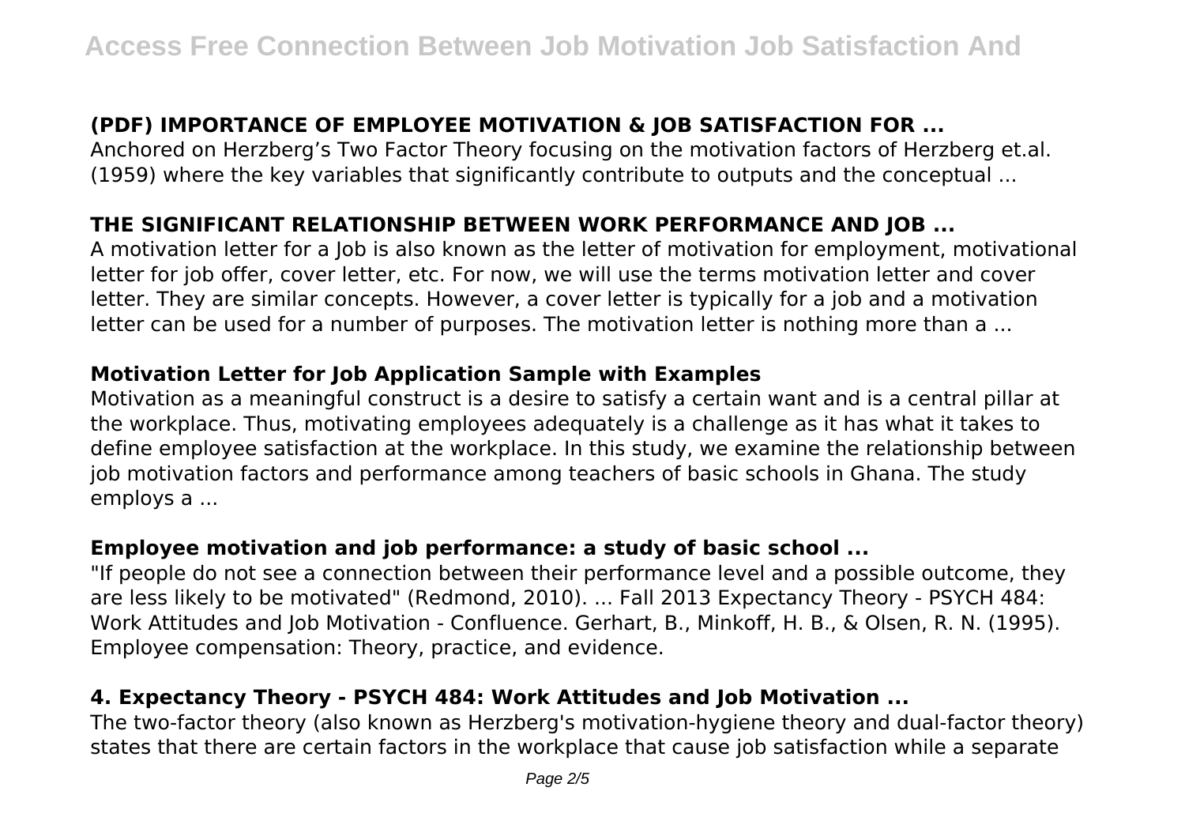## (PDF) IMPORTANCE OF EMPLOYEE MOTIVATION & JOB SATISFACTION FOR ...

Anchored on Herzberg's Two Factor Theory focusing on the motivation factors of Herzberg et.al. (1959) where the key variables that significantly contribute to outputs and the conceptual ...

## THE SIGNIFICANT RELATIONSHIP BETWEEN WORK PERFORMANCE AND JOB ...

A motivation letter for a Job is also known as the letter of motivation for employment, motivational letter for job offer, cover letter, etc. For now, we will use the terms motivation letter and cover letter. They are similar concepts. However, a cover letter is typically for a job and a motivation letter can be used for a number of purposes. The motivation letter is nothing more than a ...

## Motivation Letter for Job Application Sample with Examples

Motivation as a meaningful construct is a desire to satisfy a certain want and is a central pillar at the workplace. Thus, motivating employees adequately is a challenge as it has what it takes to define employee satisfaction at the workplace. In this study, we examine the relationship between job motivation factors and performance among teachers of basic schools in Ghana. The study employs a ...

## Employee motivation and job performance: a study of basic school ...

"If people do not see a connection between their performance level and a possible outcome, they are less likely to be motivated" (Redmond, 2010). ... Fall 2013 Expectancy Theory - PSYCH 484: Work Attitudes and Job Motivation - Confluence. Gerhart, B., Minkoff, H. B., & Olsen, R. N. (1995). Employee compensation: Theory, practice, and evidence.

## 4. Expectancy Theory - PSYCH 484: Work Attitudes and Job Motivation ...

The two-factor theory (also known as Herzberg's motivation-hygiene theory and dual-factor theory) states that there are certain factors in the workplace that cause job satisfaction while a separate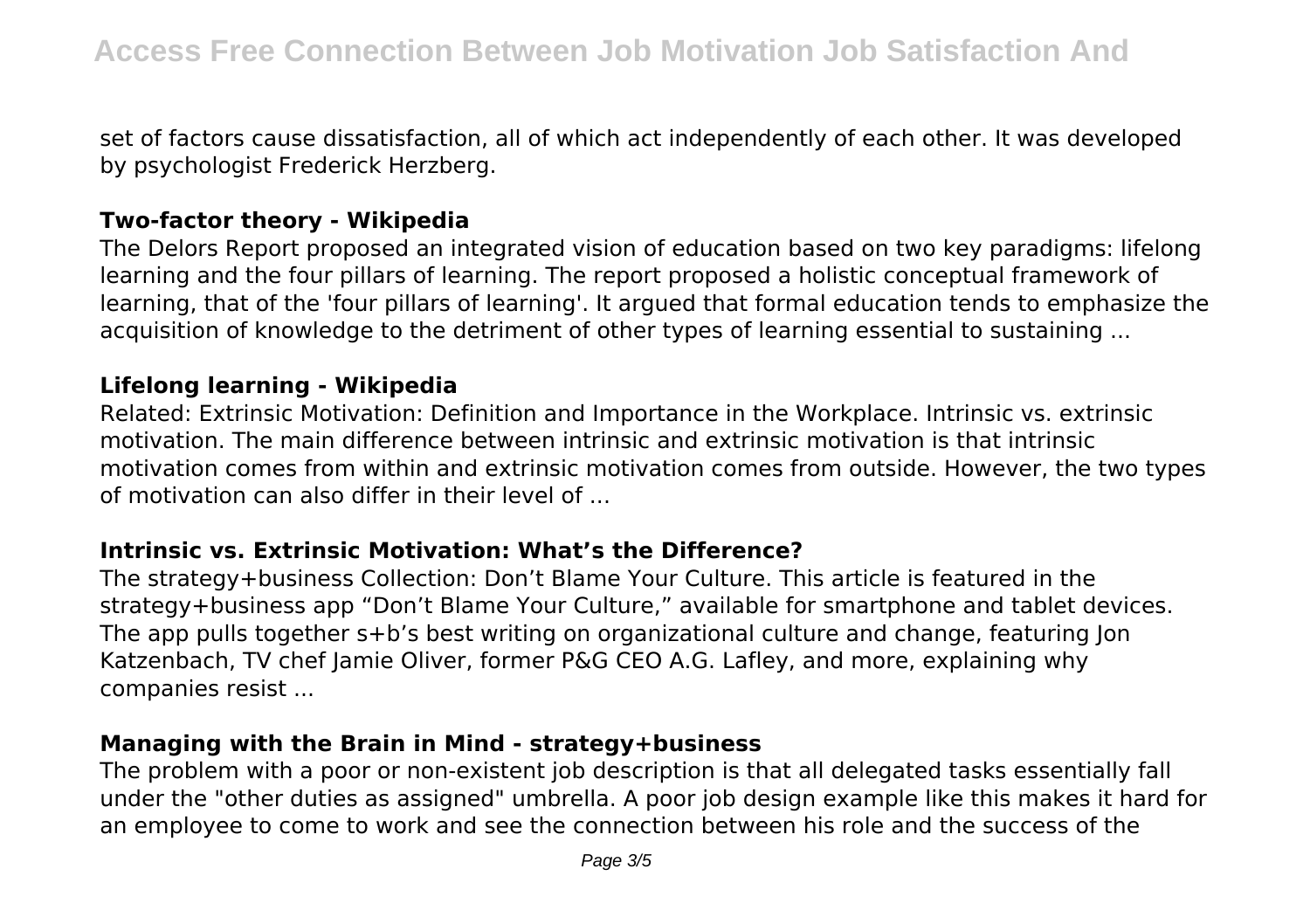set of factors cause dissatisfaction, all of which act independently of each other. It was developed by psychologist Frederick Herzberg.

### **Two-factor theory - Wikipedia**

The Delors Report proposed an integrated vision of education based on two key paradigms: lifelong learning and the four pillars of learning. The report proposed a holistic conceptual framework of learning, that of the 'four pillars of learning'. It argued that formal education tends to emphasize the acquisition of knowledge to the detriment of other types of learning essential to sustaining ...

### **Lifelong learning - Wikipedia**

Related: Extrinsic Motivation: Definition and Importance in the Workplace. Intrinsic vs. extrinsic motivation. The main difference between intrinsic and extrinsic motivation is that intrinsic motivation comes from within and extrinsic motivation comes from outside. However, the two types of motivation can also differ in their level of ...

### **Intrinsic vs. Extrinsic Motivation: What's the Difference?**

The strategy+business Collection: Don't Blame Your Culture. This article is featured in the strategy+business app "Don't Blame Your Culture," available for smartphone and tablet devices. The app pulls together s+b's best writing on organizational culture and change, featuring Jon Katzenbach, TV chef Jamie Oliver, former P&G CEO A.G. Lafley, and more, explaining why companies resist ...

### **Managing with the Brain in Mind - strategy+business**

The problem with a poor or non-existent job description is that all delegated tasks essentially fall under the "other duties as assigned" umbrella. A poor job design example like this makes it hard for an employee to come to work and see the connection between his role and the success of the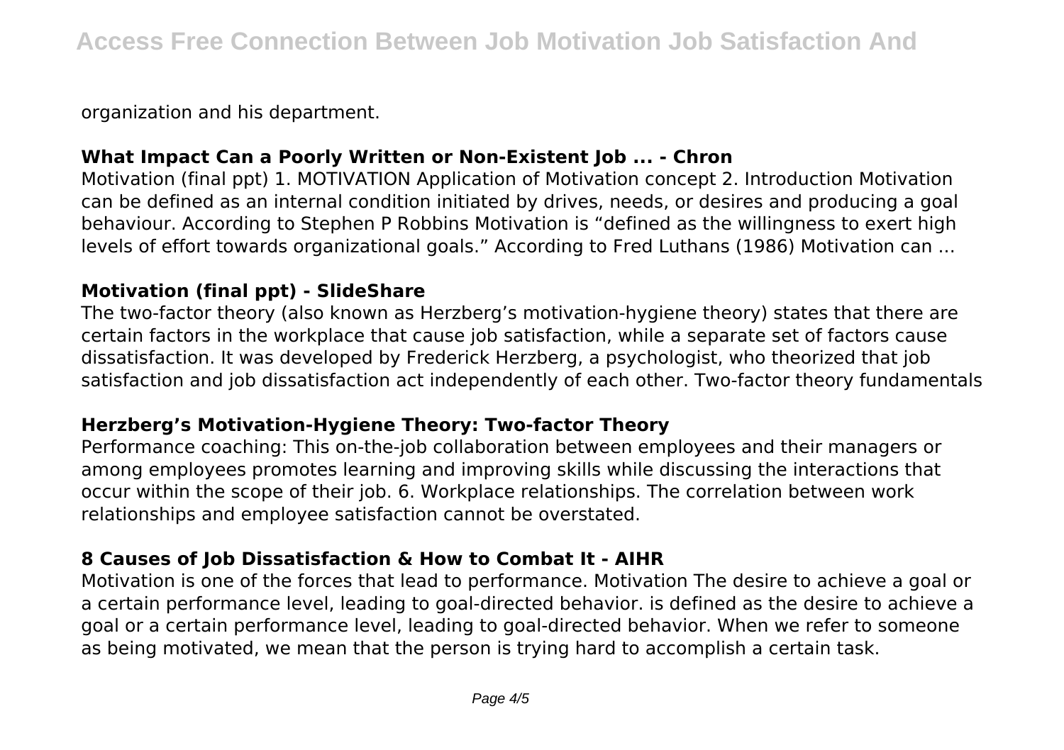organization and his department.

### What Impact Can a Poorly Written or Non-Existent Job ... - Chron

Motivation (final ppt) 1. MOTIVATION Application of Motivation concept 2. Introduction Motivation can be defined as an internal condition initiated by drives, needs, or desires and producing a goal behaviour. According to Stephen P Robbins Motivation is "defined as the willingness to exert high levels of effort towards organizational goals." According to Fred Luthans (1986) Motivation can ...

### Motivation (final ppt) - SlideShare

The two-factor theory (also known as Herzberg's motivation-hygiene theory) states that there are certain factors in the workplace that cause job satisfaction, while a separate set of factors cause dissatisfaction. It was developed by Frederick Herzberg, a psychologist, who theorized that job satisfaction and job dissatisfaction act independently of each other. Two-factor theory fundamentals

### Herzberg's Motivation-Hygiene Theory: Two-factor Theory

Performance coaching: This on-the-job collaboration between employees and their managers or among employees promotes learning and improving skills while discussing the interactions that occur within the scope of their job. 6. Workplace relationships. The correlation between work relationships and employee satisfaction cannot be overstated.

### 8 Causes of Job Dissatisfaction & How to Combat It - AIHR

Motivation is one of the forces that lead to performance. Motivation The desire to achieve a goal or a certain performance level, leading to goal-directed behavior. is defined as the desire to achieve a goal or a certain performance level, leading to goal-directed behavior. When we refer to someone as being motivated, we mean that the person is trying hard to accomplish a certain task.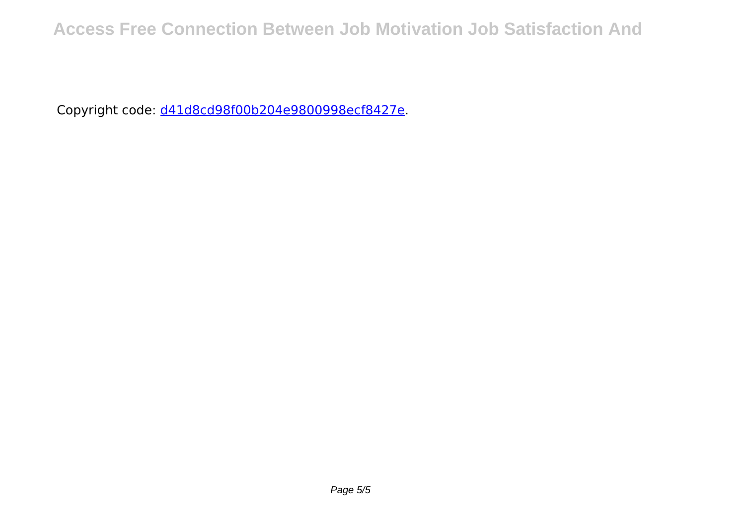Copyright code: [d41d8cd98f00b204e9800998ecf8427e](d41d8cd98f00b204e9800998ecf8427e).